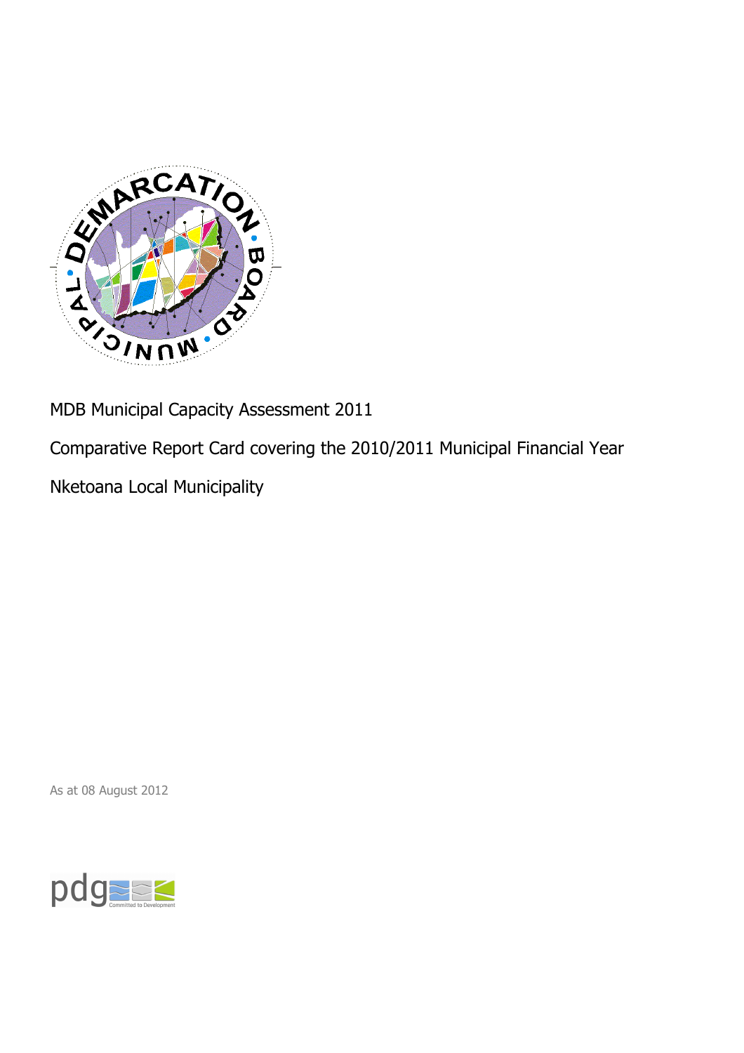MDB Municipal Capacity Assessment 2011

Comparative Report Card covering the 2010/2011 Municipal Financial Year

Nketoana Local Municipality

As at 08 August 2012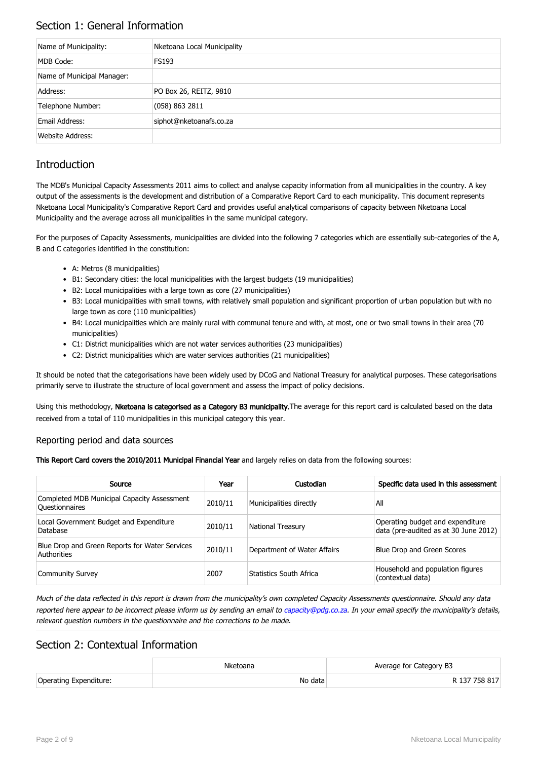## Section 1: General Information

| | |
|---|---|
| Name of Municipality: | Nketoana Local Municipality |
| MDB Code: | FS193 |
| Name of Municipal Manager: | |
| Address: | PO Box 26, REITZ, 9810 |
| Telephone Number: | (058) 863 2811 |
| Email Address: | siphot@nketoanafs.co.za |
| Website Address: | |

## Introduction

The MDB's Municipal Capacity Assessments 2011 aims to collect and analyse capacity information from all municipalities in the country. A key output of the assessments is the development and distribution of a Comparative Report Card to each municipality. This document represents Nketoana Local Municipality's Comparative Report Card and provides useful analytical comparisons of capacity between Nketoana Local Municipality and the average across all municipalities in the same municipal category.

For the purposes of Capacity Assessments, municipalities are divided into the following 7 categories which are essentially sub-categories of the A, B and C categories identified in the constitution:

- A: Metros (8 municipalities)
- B1: Secondary cities: the local municipalities with the largest budgets (19 municipalities)
- B2: Local municipalities with a large town as core (27 municipalities)
- B3: Local municipalities with small towns, with relatively small population and significant proportion of urban population but with no large town as core (110 municipalities)
- B4: Local municipalities which are mainly rural with communal tenure and with, at most, one or two small towns in their area (70 municipalities)
- C1: District municipalities which are not water services authorities (23 municipalities)
- C2: District municipalities which are water services authorities (21 municipalities)

It should be noted that the categorisations have been widely used by DCoG and National Treasury for analytical purposes. These categorisations primarily serve to illustrate the structure of local government and assess the impact of policy decisions.

Using this methodology, **Nketoana is categorised as a Category B3 municipality.** The average for this report card is calculated based on the data received from a total of 110 municipalities in this municipal category this year.

### Reporting period and data sources

**This Report Card covers the 2010/2011 Municipal Financial Year** and largely relies on data from the following sources:

| Source | Year | Custodian | Specific data used in this assessment |
|---|---|---|---|
| Completed MDB Municipal Capacity Assessment Questionnaires | 2010/11 | Municipalities directly | All |
| Local Government Budget and Expenditure Database | 2010/11 | National Treasury | Operating budget and expenditure data (pre-audited as at 30 June 2012) |
| Blue Drop and Green Reports for Water Services Authorities | 2010/11 | Department of Water Affairs | Blue Drop and Green Scores |
| Community Survey | 2007 | Statistics South Africa | Household and population figures (contextual data) |

*Much of the data reflected in this report is drawn from the municipality's own completed Capacity Assessments questionnaire. Should any data reported here appear to be incorrect please inform us by sending an email to capacity@pdg.co.za. In your email specify the municipality's details, relevant question numbers in the questionnaire and the corrections to be made.*

## Section 2: Contextual Information

| | Nketoana | Average for Category B3 |
|---|---|---|
| Operating Expenditure: | No data | R 137 758 817 |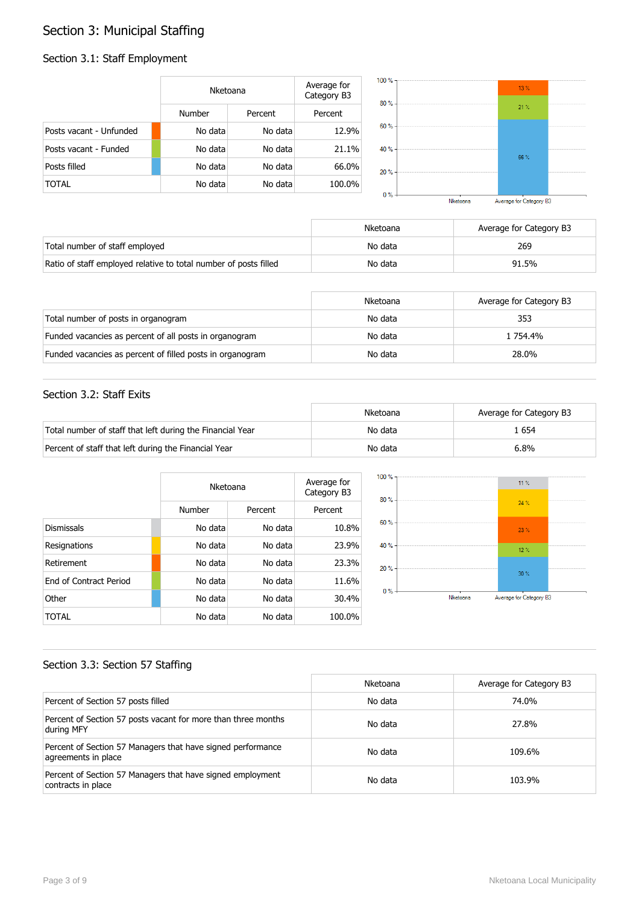# Section 3: Municipal Staffing

## Section 3.1: Staff Employment

| | Nketoana | | Average for Category B3 |
|---|---|---|---|
| | Number | Percent | Percent |
| Posts vacant - Unfunded | No data | No data | 12.9% |
| Posts vacant - Funded | No data | No data | 21.1% |
| Posts filled | No data | No data | 66.0% |
| TOTAL | No data | No data | 100.0% |

| | Nketoana | Average for Category B3 |
|---|---|---|
| Total number of staff employed | No data | 269 |
| Ratio of staff employed relative to total number of posts filled | No data | 91.5% |

| | Nketoana | Average for Category B3 |
|---|---|---|
| Total number of posts in organogram | No data | 353 |
| Funded vacancies as percent of all posts in organogram | No data | 1 754.4% |
| Funded vacancies as percent of filled posts in organogram | No data | 28.0% |

## Section 3.2: Staff Exits

| | Nketoana | Average for Category B3 |
|---|---|---|
| Total number of staff that left during the Financial Year | No data | 1 654 |
| Percent of staff that left during the Financial Year | No data | 6.8% |

| | Nketoana | | Average for Category B3 |
|---|---|---|---|
| | Number | Percent | Percent |
| Dismissals | No data | No data | 10.8% |
| Resignations | No data | No data | 23.9% |
| Retirement | No data | No data | 23.3% |
| End of Contract Period | No data | No data | 11.6% |
| Other | No data | No data | 30.4% |
| TOTAL | No data | No data | 100.0% |

## Section 3.3: Section 57 Staffing

| | Nketoana | Average for Category B3 |
|---|---|---|
| Percent of Section 57 posts filled | No data | 74.0% |
| Percent of Section 57 posts vacant for more than three months during MFY | No data | 27.8% |
| Percent of Section 57 Managers that have signed performance agreements in place | No data | 109.6% |
| Percent of Section 57 Managers that have signed employment contracts in place | No data | 103.9% |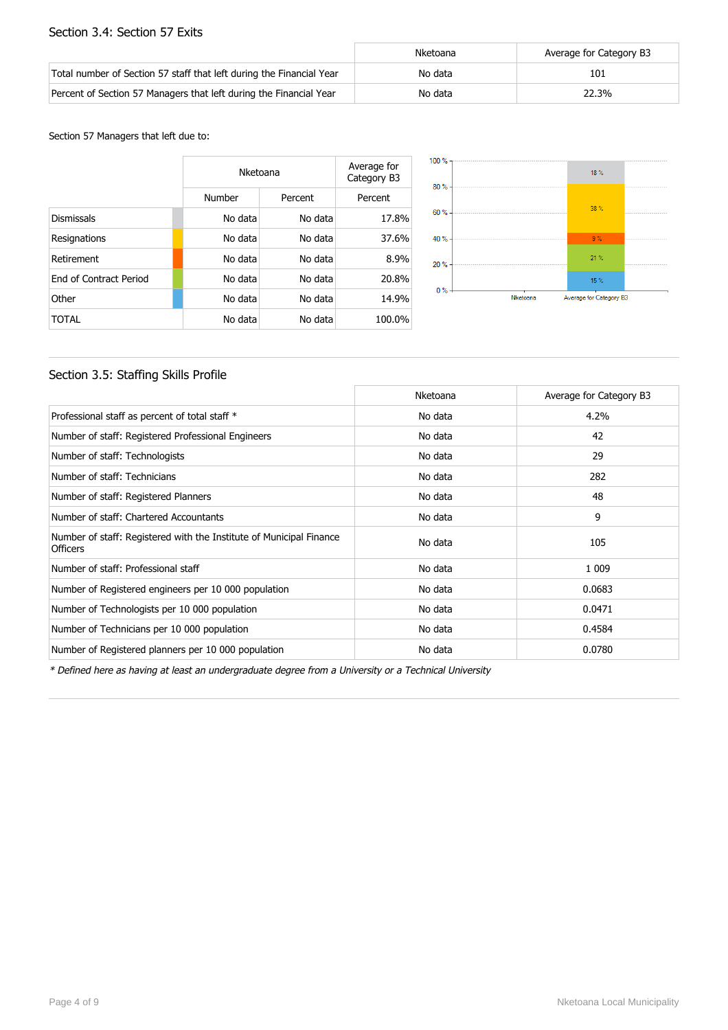## Section 3.4: Section 57 Exits

| | Nketoana | Average for Category B3 |
|---|---|---|
| Total number of Section 57 staff that left during the Financial Year | No data | 101 |
| Percent of Section 57 Managers that left during the Financial Year | No data | 22.3% |

Section 57 Managers that left due to:

| | Nketoana | | Average for Category B3 |
|---|---|---|---|
| | Number | Percent | Percent |
| Dismissals | No data | No data | 17.8% |
| Resignations | No data | No data | 37.6% |
| Retirement | No data | No data | 8.9% |
| End of Contract Period | No data | No data | 20.8% |
| Other | No data | No data | 14.9% |
| TOTAL | No data | No data | 100.0% |

## Section 3.5: Staffing Skills Profile

| | Nketoana | Average for Category B3 |
|---|---|---|
| Professional staff as percent of total staff * | No data | 4.2% |
| Number of staff: Registered Professional Engineers | No data | 42 |
| Number of staff: Technologists | No data | 29 |
| Number of staff: Technicians | No data | 282 |
| Number of staff: Registered Planners | No data | 48 |
| Number of staff: Chartered Accountants | No data | 9 |
| Number of staff: Registered with the Institute of Municipal Finance Officers | No data | 105 |
| Number of staff: Professional staff | No data | 1 009 |
| Number of Registered engineers per 10 000 population | No data | 0.0683 |
| Number of Technologists per 10 000 population | No data | 0.0471 |
| Number of Technicians per 10 000 population | No data | 0.4584 |
| Number of Registered planners per 10 000 population | No data | 0.0780 |

*\* Defined here as having at least an undergraduate degree from a University or a Technical University*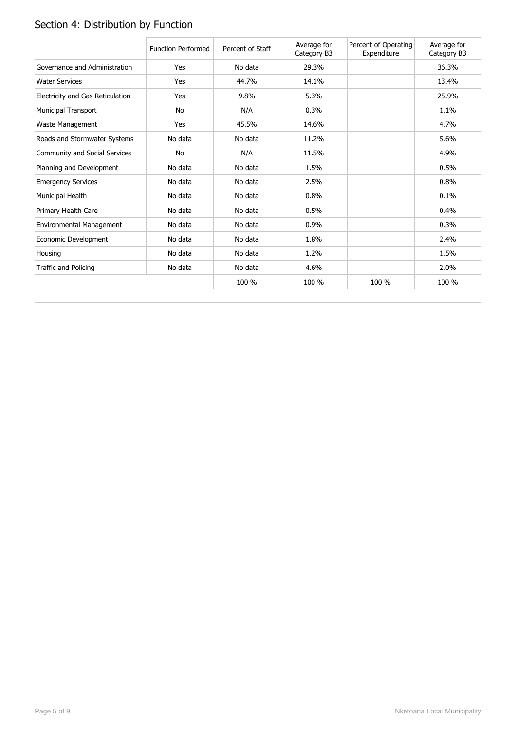## Section 4: Distribution by Function

| | Function Performed | Percent of Staff | Average for Category B3 | Percent of Operating Expenditure | Average for Category B3 |
|---|---|---|---|---|---|
| Governance and Administration | Yes | No data | 29.3% | | 36.3% |
| Water Services | Yes | 44.7% | 14.1% | | 13.4% |
| Electricity and Gas Reticulation | Yes | 9.8% | 5.3% | | 25.9% |
| Municipal Transport | No | N/A | 0.3% | | 1.1% |
| Waste Management | Yes | 45.5% | 14.6% | | 4.7% |
| Roads and Stormwater Systems | No data | No data | 11.2% | | 5.6% |
| Community and Social Services | No | N/A | 11.5% | | 4.9% |
| Planning and Development | No data | No data | 1.5% | | 0.5% |
| Emergency Services | No data | No data | 2.5% | | 0.8% |
| Municipal Health | No data | No data | 0.8% | | 0.1% |
| Primary Health Care | No data | No data | 0.5% | | 0.4% |
| Environmental Management | No data | No data | 0.9% | | 0.3% |
| Economic Development | No data | No data | 1.8% | | 2.4% |
| Housing | No data | No data | 1.2% | | 1.5% |
| Traffic and Policing | No data | No data | 4.6% | | 2.0% |
| | | 100 % | 100 % | 100 % | 100 % |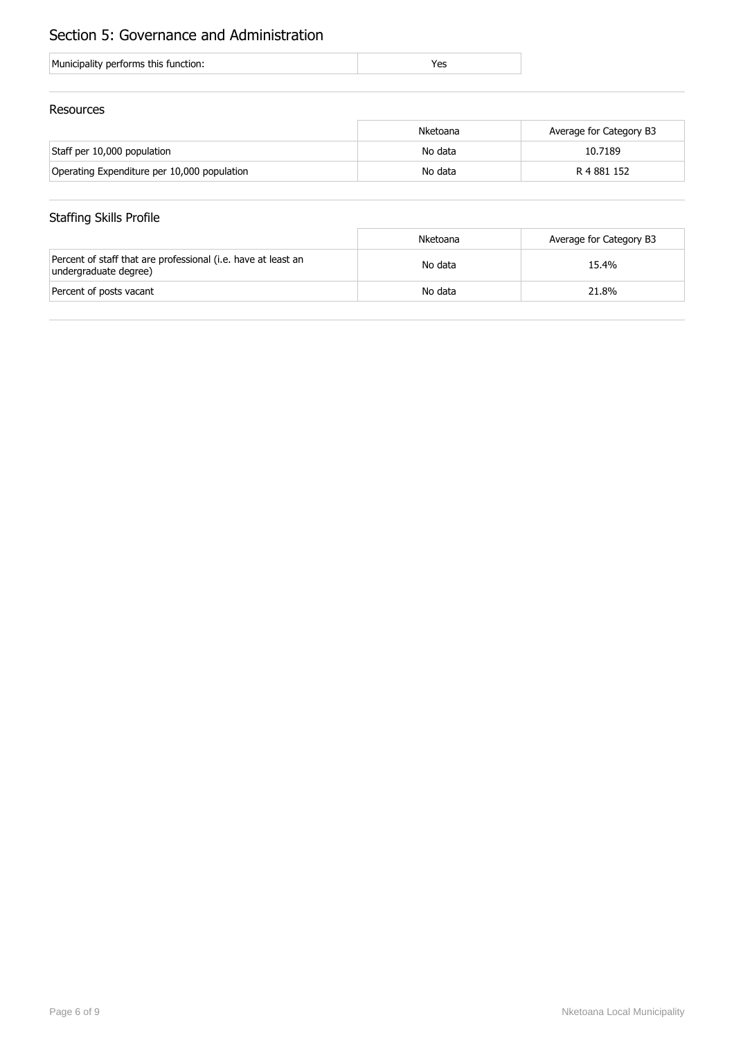## Section 5: Governance and Administration

| Municipality performs this function: | Yes |
| --- | --- |

### Resources

| | Nketoana | Average for Category B3 |
| --- | --- | --- |
| Staff per 10,000 population | No data | 10.7189 |
| Operating Expenditure per 10,000 population | No data | R 4 881 152 |

### Staffing Skills Profile

| | Nketoana | Average for Category B3 |
| --- | --- | --- |
| Percent of staff that are professional (i.e. have at least an undergraduate degree) | No data | 15.4% |
| Percent of posts vacant | No data | 21.8% |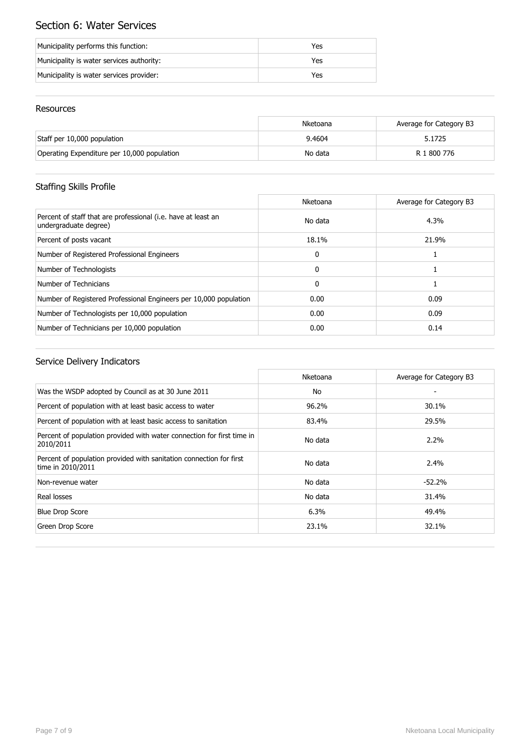# Section 6: Water Services

| | |
|---|---|
| Municipality performs this function: | Yes |
| Municipality is water services authority: | Yes |
| Municipality is water services provider: | Yes |

## Resources

| | Nketoana | Average for Category B3 |
|---|---|---|
| Staff per 10,000 population | 9.4604 | 5.1725 |
| Operating Expenditure per 10,000 population | No data | R 1 800 776 |

## Staffing Skills Profile

| | Nketoana | Average for Category B3 |
|---|---|---|
| Percent of staff that are professional (i.e. have at least an undergraduate degree) | No data | 4.3% |
| Percent of posts vacant | 18.1% | 21.9% |
| Number of Registered Professional Engineers | 0 | 1 |
| Number of Technologists | 0 | 1 |
| Number of Technicians | 0 | 1 |
| Number of Registered Professional Engineers per 10,000 population | 0.00 | 0.09 |
| Number of Technologists per 10,000 population | 0.00 | 0.09 |
| Number of Technicians per 10,000 population | 0.00 | 0.14 |

## Service Delivery Indicators

| | Nketoana | Average for Category B3 |
|---|---|---|
| Was the WSDP adopted by Council as at 30 June 2011 | No | - |
| Percent of population with at least basic access to water | 96.2% | 30.1% |
| Percent of population with at least basic access to sanitation | 83.4% | 29.5% |
| Percent of population provided with water connection for first time in 2010/2011 | No data | 2.2% |
| Percent of population provided with sanitation connection for first time in 2010/2011 | No data | 2.4% |
| Non-revenue water | No data | -52.2% |
| Real losses | No data | 31.4% |
| Blue Drop Score | 6.3% | 49.4% |
| Green Drop Score | 23.1% | 32.1% |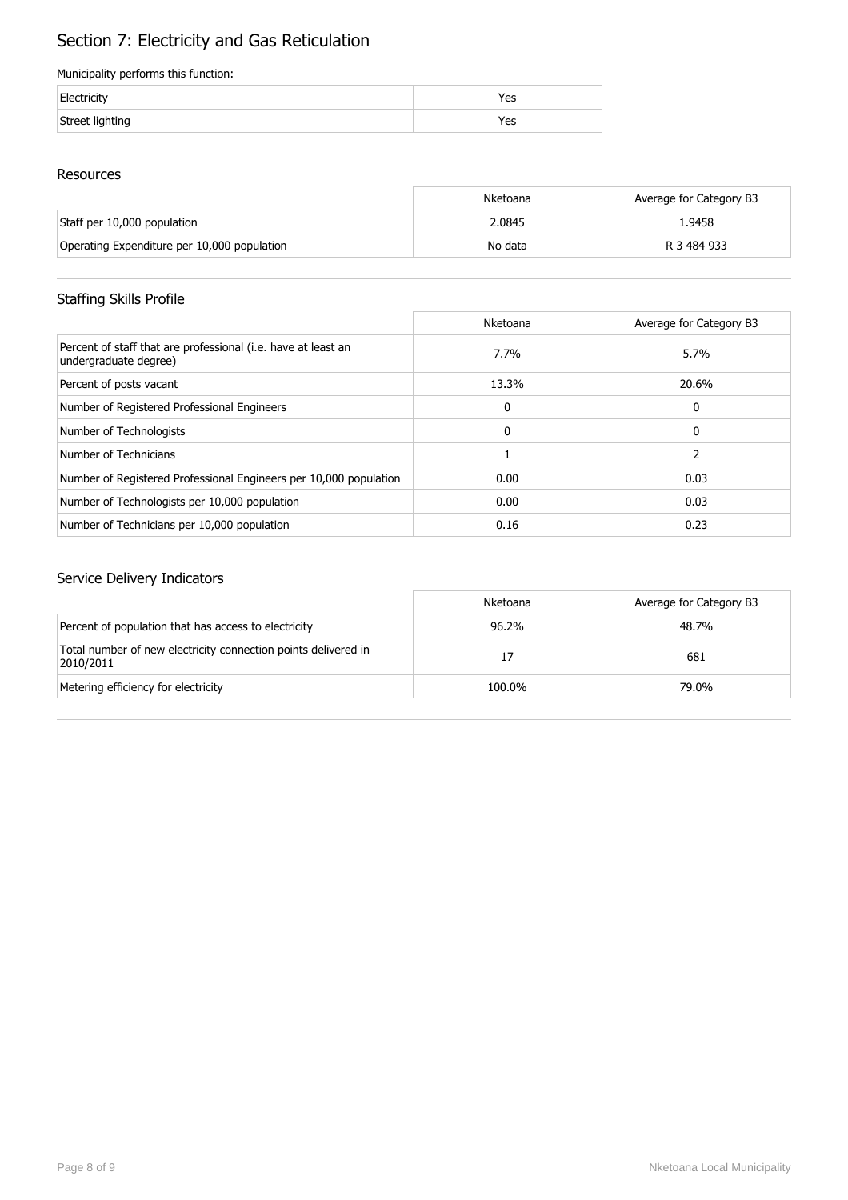# Section 7: Electricity and Gas Reticulation

Municipality performs this function:

| | |
|---|---|
| Electricity | Yes |
| Street lighting | Yes |

## Resources

| | Nketoana | Average for Category B3 |
|---|---|---|
| Staff per 10,000 population | 2.0845 | 1.9458 |
| Operating Expenditure per 10,000 population | No data | R 3 484 933 |

## Staffing Skills Profile

| | Nketoana | Average for Category B3 |
|---|---|---|
| Percent of staff that are professional (i.e. have at least an undergraduate degree) | 7.7% | 5.7% |
| Percent of posts vacant | 13.3% | 20.6% |
| Number of Registered Professional Engineers | 0 | 0 |
| Number of Technologists | 0 | 0 |
| Number of Technicians | 1 | 2 |
| Number of Registered Professional Engineers per 10,000 population | 0.00 | 0.03 |
| Number of Technologists per 10,000 population | 0.00 | 0.03 |
| Number of Technicians per 10,000 population | 0.16 | 0.23 |

## Service Delivery Indicators

| | Nketoana | Average for Category B3 |
|---|---|---|
| Percent of population that has access to electricity | 96.2% | 48.7% |
| Total number of new electricity connection points delivered in 2010/2011 | 17 | 681 |
| Metering efficiency for electricity | 100.0% | 79.0% |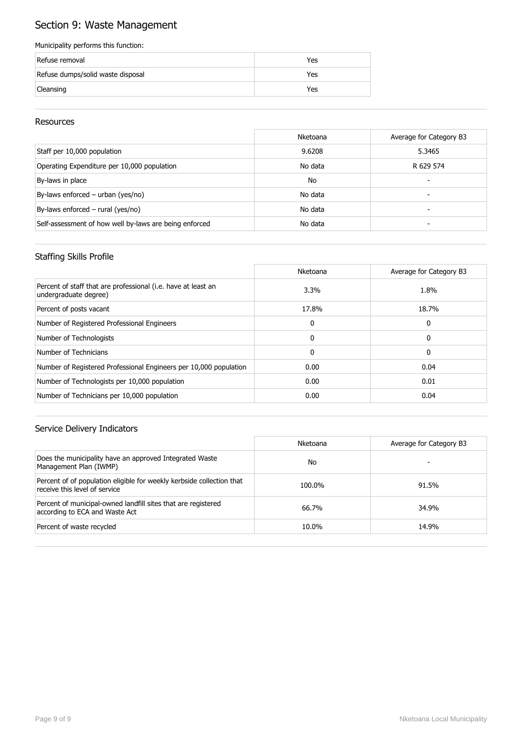# Section 9: Waste Management

Municipality performs this function:

| | |
|---|---|
| Refuse removal | Yes |
| Refuse dumps/solid waste disposal | Yes |
| Cleansing | Yes |

## Resources

| | Nketoana | Average for Category B3 |
|---|---|---|
| Staff per 10,000 population | 9.6208 | 5.3465 |
| Operating Expenditure per 10,000 population | No data | R 629 574 |
| By-laws in place | No | - |
| By-laws enforced – urban (yes/no) | No data | - |
| By-laws enforced – rural (yes/no) | No data | - |
| Self-assessment of how well by-laws are being enforced | No data | - |

## Staffing Skills Profile

| | Nketoana | Average for Category B3 |
|---|---|---|
| Percent of staff that are professional (i.e. have at least an undergraduate degree) | 3.3% | 1.8% |
| Percent of posts vacant | 17.8% | 18.7% |
| Number of Registered Professional Engineers | 0 | 0 |
| Number of Technologists | 0 | 0 |
| Number of Technicians | 0 | 0 |
| Number of Registered Professional Engineers per 10,000 population | 0.00 | 0.04 |
| Number of Technologists per 10,000 population | 0.00 | 0.01 |
| Number of Technicians per 10,000 population | 0.00 | 0.04 |

## Service Delivery Indicators

| | Nketoana | Average for Category B3 |
|---|---|---|
| Does the municipality have an approved Integrated Waste Management Plan (IWMP) | No | - |
| Percent of of population eligible for weekly kerbside collection that receive this level of service | 100.0% | 91.5% |
| Percent of municipal-owned landfill sites that are registered according to ECA and Waste Act | 66.7% | 34.9% |
| Percent of waste recycled | 10.0% | 14.9% |